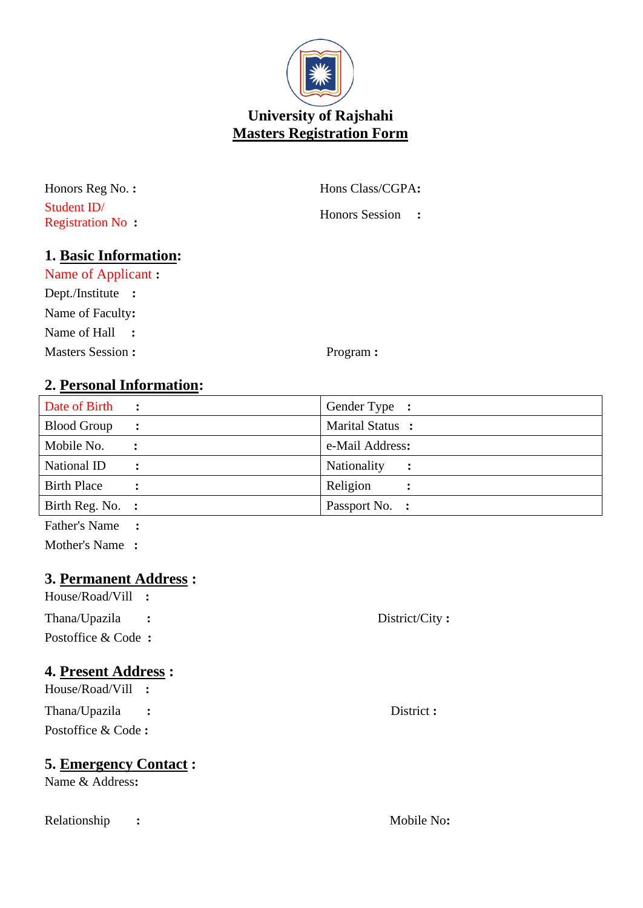# University of Rajshahi

## Masters Registration Form

Honors Reg No. :

Hons Class/CGPA:

Student ID/ Registration No :

Honors Session :

### 1. Basic Information:

Name of Applicant :

Dept./Institute :

Name of Faculty:

Name of Hall :

Masters Session :

Program :

### 2. Personal Information:

| | |
|---|---|
| Date of Birth : | Gender Type : |
| Blood Group : | Marital Status : |
| Mobile No. : | e-Mail Address: |
| National ID : | Nationality : |
| Birth Place : | Religion : |
| Birth Reg. No. : | Passport No. : |

Father's Name :

Mother's Name :

### 3. Permanent Address :

House/Road/Vill :

Thana/Upazila :

District/City :

Postoffice & Code :

### 4. Present Address :

House/Road/Vill :

Thana/Upazila :

District :

Postoffice & Code :

### 5. Emergency Contact :

Name & Address:

Relationship :

Mobile No: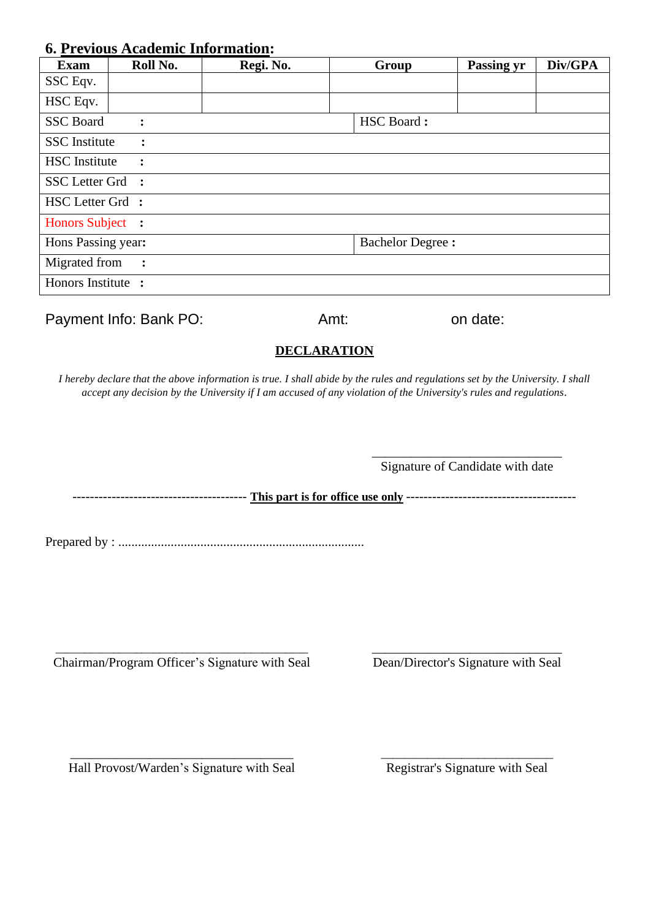## 6. Previous Academic Information:

| Exam | Roll No. | Regi. No. | Group | Passing yr | Div/GPA |
| --- | --- | --- | --- | --- | --- |
| SSC Eqv. | | | | | |
| HSC Eqv. | | | | | |

| | |
| --- | --- |
| SSC Board : | HSC Board : |
| SSC Institute : | |
| HSC Institute : | |
| SSC Letter Grd : | |
| HSC Letter Grd : | |
| Honors Subject : | |
| Hons Passing year: | Bachelor Degree : |
| Migrated from : | |
| Honors Institute : | |

Payment Info: Bank PO: Amt: on date:

**DECLARATION**

*I hereby declare that the above information is true. I shall abide by the rules and regulations set by the University. I shall accept any decision by the University if I am accused of any violation of the University's rules and regulations.*

______________________________
Signature of Candidate with date

--------------------------------------- **This part is for office use only** ---------------------------------------

Prepared by : ..........................................................................

________________________________________
Chairman/Program Officer's Signature with Seal

______________________________
Dean/Director's Signature with Seal

____________________________________
Hall Provost/Warden's Signature with Seal

____________________________
Registrar's Signature with Seal